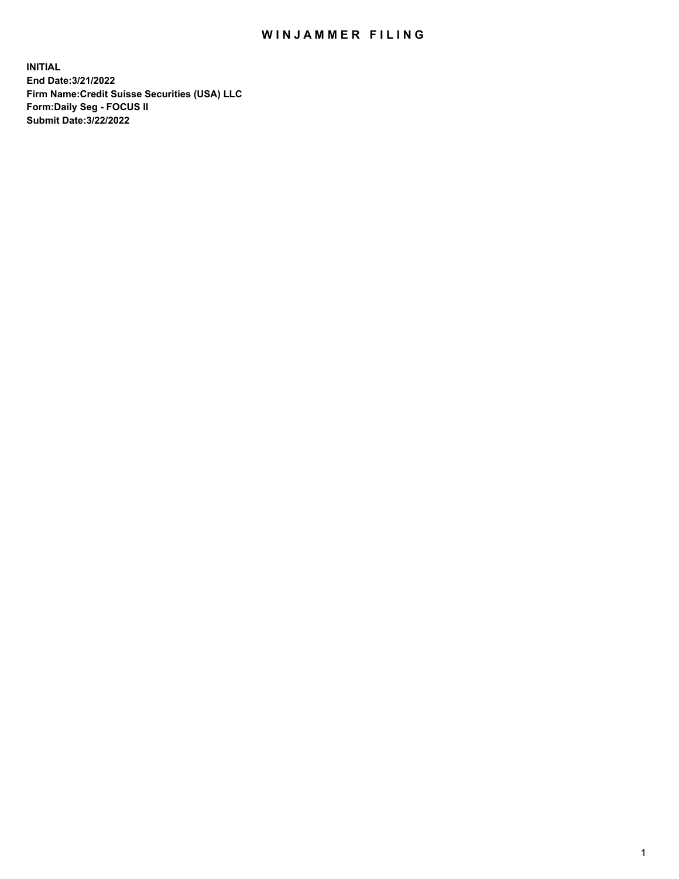# WINJAMMER FILING

**INITIAL**
**End Date:3/21/2022**
**Firm Name:Credit Suisse Securities (USA) LLC**
**Form:Daily Seg - FOCUS II**
**Submit Date:3/22/2022**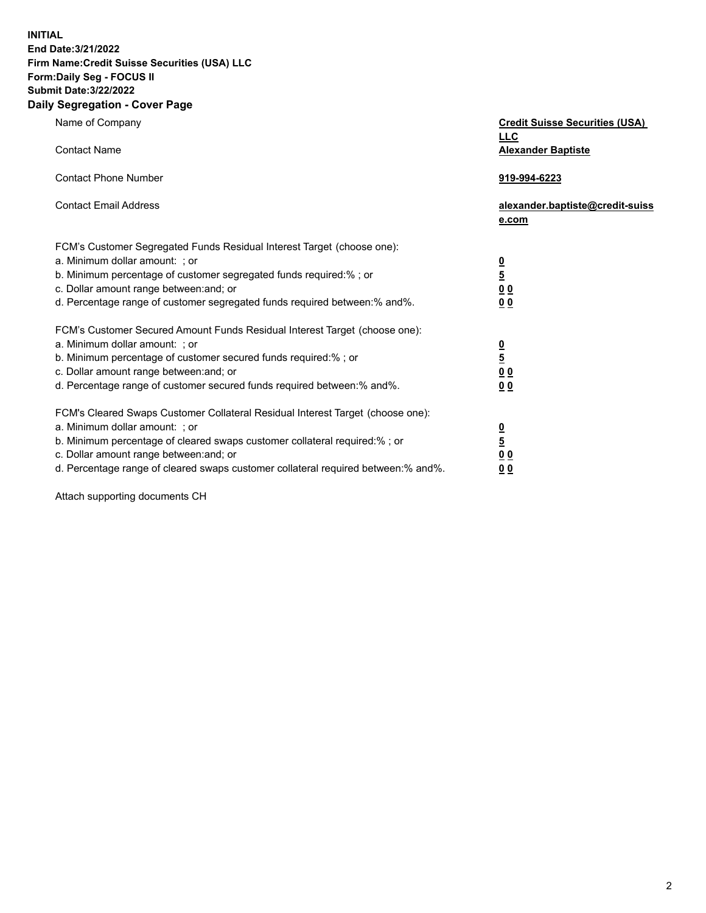**INITIAL**
**End Date:3/21/2022**
**Firm Name:Credit Suisse Securities (USA) LLC**
**Form:Daily Seg - FOCUS II**
**Submit Date:3/22/2022**

## Daily Segregation - Cover Page

| | |
|---|---|
| Name of Company | **Credit Suisse Securities (USA) LLC** |
| Contact Name | **Alexander Baptiste** |
| Contact Phone Number | **919-994-6223** |
| Contact Email Address | **alexander.baptiste@credit-suisse.com** |

| | |
|---|---|
| FCM's Customer Segregated Funds Residual Interest Target (choose one): | |
| a. Minimum dollar amount: ; or | **0** |
| b. Minimum percentage of customer segregated funds required:% ; or | **5** |
| c. Dollar amount range between:and; or | **0 0** |
| d. Percentage range of customer segregated funds required between:% and%. | **0 0** |
| FCM's Customer Secured Amount Funds Residual Interest Target (choose one): | |
| a. Minimum dollar amount: ; or | **0** |
| b. Minimum percentage of customer secured funds required:% ; or | **5** |
| c. Dollar amount range between:and; or | **0 0** |
| d. Percentage range of customer secured funds required between:% and%. | **0 0** |
| FCM's Cleared Swaps Customer Collateral Residual Interest Target (choose one): | |
| a. Minimum dollar amount: ; or | **0** |
| b. Minimum percentage of cleared swaps customer collateral required:% ; or | **5** |
| c. Dollar amount range between:and; or | **0 0** |
| d. Percentage range of cleared swaps customer collateral required between:% and%. | **0 0** |

Attach supporting documents CH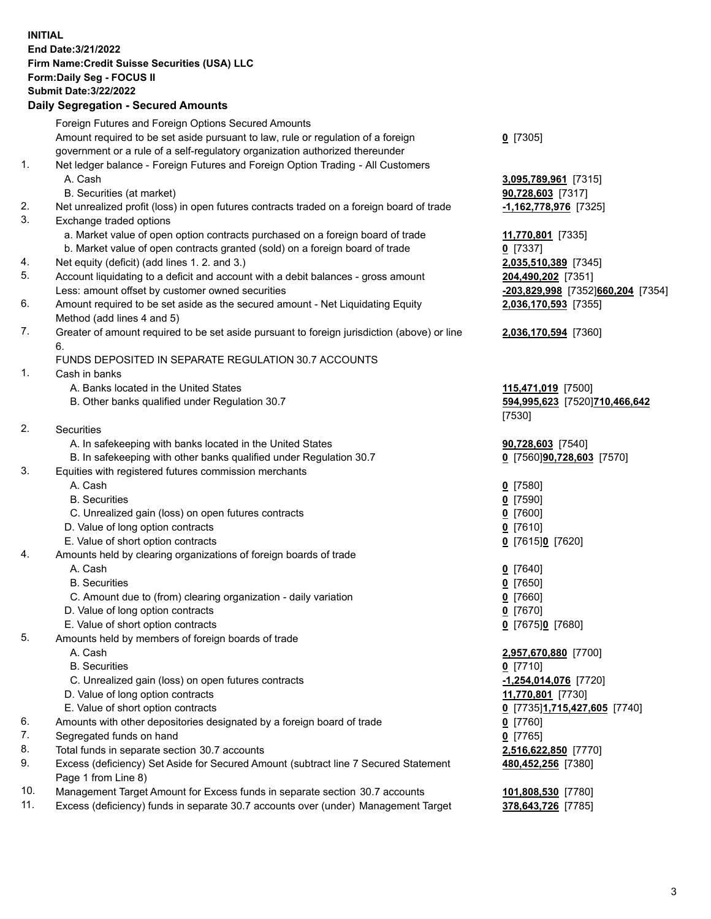**INITIAL**
**End Date:3/21/2022**
**Firm Name:Credit Suisse Securities (USA) LLC**
**Form:Daily Seg - FOCUS II**
**Submit Date:3/22/2022**

## Daily Segregation - Secured Amounts

| | | |
|---|---|---|
| | Foreign Futures and Foreign Options Secured Amounts | |
| | Amount required to be set aside pursuant to law, rule or regulation of a foreign government or a rule of a self-regulatory organization authorized thereunder | **0** [7305] |
| 1. | Net ledger balance - Foreign Futures and Foreign Option Trading - All Customers | |
| | A. Cash | **3,095,789,961** [7315] |
| | B. Securities (at market) | **90,728,603** [7317] |
| 2. | Net unrealized profit (loss) in open futures contracts traded on a foreign board of trade | **-1,162,778,976** [7325] |
| 3. | Exchange traded options | |
| | a. Market value of open option contracts purchased on a foreign board of trade | **11,770,801** [7335] |
| | b. Market value of open contracts granted (sold) on a foreign board of trade | **0** [7337] |
| 4. | Net equity (deficit) (add lines 1. 2. and 3.) | **2,035,510,389** [7345] |
| 5. | Account liquidating to a deficit and account with a debit balances - gross amount | **204,490,202** [7351] |
| | Less: amount offset by customer owned securities | **-203,829,998** [7352]**660,204** [7354] |
| 6. | Amount required to be set aside as the secured amount - Net Liquidating Equity Method (add lines 4 and 5) | **2,036,170,593** [7355] |
| 7. | Greater of amount required to be set aside pursuant to foreign jurisdiction (above) or line 6. | **2,036,170,594** [7360] |
| | FUNDS DEPOSITED IN SEPARATE REGULATION 30.7 ACCOUNTS | |
| 1. | Cash in banks | |
| | A. Banks located in the United States | **115,471,019** [7500] |
| | B. Other banks qualified under Regulation 30.7 | **594,995,623** [7520]**710,466,642** [7530] |
| 2. | Securities | |
| | A. In safekeeping with banks located in the United States | **90,728,603** [7540] |
| | B. In safekeeping with other banks qualified under Regulation 30.7 | **0** [7560]**90,728,603** [7570] |
| 3. | Equities with registered futures commission merchants | |
| | A. Cash | **0** [7580] |
| | B. Securities | **0** [7590] |
| | C. Unrealized gain (loss) on open futures contracts | **0** [7600] |
| | D. Value of long option contracts | **0** [7610] |
| | E. Value of short option contracts | **0** [7615]**0** [7620] |
| 4. | Amounts held by clearing organizations of foreign boards of trade | |
| | A. Cash | **0** [7640] |
| | B. Securities | **0** [7650] |
| | C. Amount due to (from) clearing organization - daily variation | **0** [7660] |
| | D. Value of long option contracts | **0** [7670] |
| | E. Value of short option contracts | **0** [7675]**0** [7680] |
| 5. | Amounts held by members of foreign boards of trade | |
| | A. Cash | **2,957,670,880** [7700] |
| | B. Securities | **0** [7710] |
| | C. Unrealized gain (loss) on open futures contracts | **-1,254,014,076** [7720] |
| | D. Value of long option contracts | **11,770,801** [7730] |
| | E. Value of short option contracts | **0** [7735]**1,715,427,605** [7740] |
| 6. | Amounts with other depositories designated by a foreign board of trade | **0** [7760] |
| 7. | Segregated funds on hand | **0** [7765] |
| 8. | Total funds in separate section 30.7 accounts | **2,516,622,850** [7770] |
| 9. | Excess (deficiency) Set Aside for Secured Amount (subtract line 7 Secured Statement Page 1 from Line 8) | **480,452,256** [7380] |
| 10. | Management Target Amount for Excess funds in separate section 30.7 accounts | **101,808,530** [7780] |
| 11. | Excess (deficiency) funds in separate 30.7 accounts over (under) Management Target | **378,643,726** [7785] |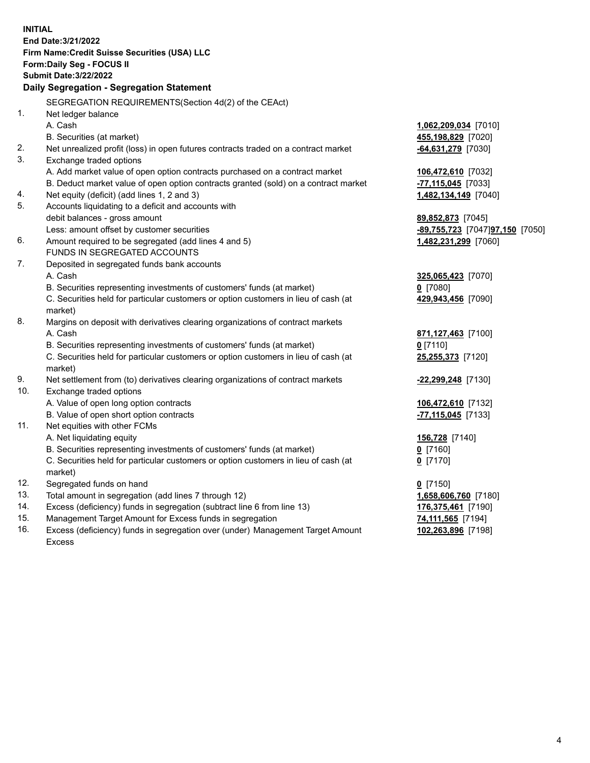**INITIAL**
**End Date:3/21/2022**
**Firm Name:Credit Suisse Securities (USA) LLC**
**Form:Daily Seg - FOCUS II**
**Submit Date:3/22/2022**

## Daily Segregation - Segregation Statement

SEGREGATION REQUIREMENTS(Section 4d(2) of the CEAct)

| | | |
|---|---|---|
| 1. | Net ledger balance | |
| | A. Cash | **1,062,209,034** [7010] |
| | B. Securities (at market) | **455,198,829** [7020] |
| 2. | Net unrealized profit (loss) in open futures contracts traded on a contract market | **-64,631,279** [7030] |
| 3. | Exchange traded options | |
| | A. Add market value of open option contracts purchased on a contract market | **106,472,610** [7032] |
| | B. Deduct market value of open option contracts granted (sold) on a contract market | **-77,115,045** [7033] |
| 4. | Net equity (deficit) (add lines 1, 2 and 3) | **1,482,134,149** [7040] |
| 5. | Accounts liquidating to a deficit and accounts with debit balances - gross amount | **89,852,873** [7045] |
| | Less: amount offset by customer securities | **-89,755,723** [7047]**97,150** [7050] |
| 6. | Amount required to be segregated (add lines 4 and 5) | **1,482,231,299** [7060] |
| | FUNDS IN SEGREGATED ACCOUNTS | |
| 7. | Deposited in segregated funds bank accounts | |
| | A. Cash | **325,065,423** [7070] |
| | B. Securities representing investments of customers' funds (at market) | **0** [7080] |
| | C. Securities held for particular customers or option customers in lieu of cash (at market) | **429,943,456** [7090] |
| 8. | Margins on deposit with derivatives clearing organizations of contract markets | |
| | A. Cash | **871,127,463** [7100] |
| | B. Securities representing investments of customers' funds (at market) | **0** [7110] |
| | C. Securities held for particular customers or option customers in lieu of cash (at market) | **25,255,373** [7120] |
| 9. | Net settlement from (to) derivatives clearing organizations of contract markets | **-22,299,248** [7130] |
| 10. | Exchange traded options | |
| | A. Value of open long option contracts | **106,472,610** [7132] |
| | B. Value of open short option contracts | **-77,115,045** [7133] |
| 11. | Net equities with other FCMs | |
| | A. Net liquidating equity | **156,728** [7140] |
| | B. Securities representing investments of customers' funds (at market) | **0** [7160] |
| | C. Securities held for particular customers or option customers in lieu of cash (at market) | **0** [7170] |
| 12. | Segregated funds on hand | **0** [7150] |
| 13. | Total amount in segregation (add lines 7 through 12) | **1,658,606,760** [7180] |
| 14. | Excess (deficiency) funds in segregation (subtract line 6 from line 13) | **176,375,461** [7190] |
| 15. | Management Target Amount for Excess funds in segregation | **74,111,565** [7194] |
| 16. | Excess (deficiency) funds in segregation over (under) Management Target Amount Excess | **102,263,896** [7198] |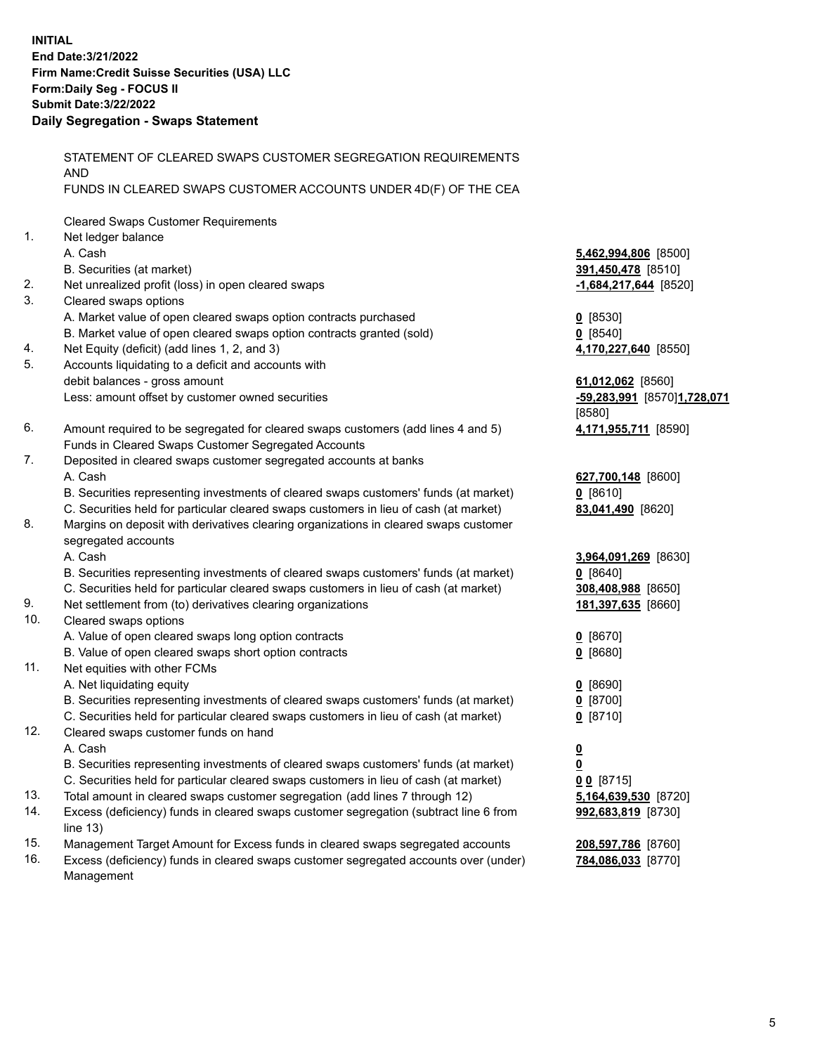**INITIAL**
**End Date:3/21/2022**
**Firm Name:Credit Suisse Securities (USA) LLC**
**Form:Daily Seg - FOCUS II**
**Submit Date:3/22/2022**
**Daily Segregation - Swaps Statement**

STATEMENT OF CLEARED SWAPS CUSTOMER SEGREGATION REQUIREMENTS AND
FUNDS IN CLEARED SWAPS CUSTOMER ACCOUNTS UNDER 4D(F) OF THE CEA

| | | |
|---|---|---|
| | Cleared Swaps Customer Requirements | |
| 1. | Net ledger balance | |
| | A. Cash | **5,462,994,806** [8500] |
| | B. Securities (at market) | **391,450,478** [8510] |
| 2. | Net unrealized profit (loss) in open cleared swaps | **-1,684,217,644** [8520] |
| 3. | Cleared swaps options | |
| | A. Market value of open cleared swaps option contracts purchased | **0** [8530] |
| | B. Market value of open cleared swaps option contracts granted (sold) | **0** [8540] |
| 4. | Net Equity (deficit) (add lines 1, 2, and 3) | **4,170,227,640** [8550] |
| 5. | Accounts liquidating to a deficit and accounts with debit balances - gross amount | **61,012,062** [8560] |
| | Less: amount offset by customer owned securities | **-59,283,991** [8570]**1,728,071** [8580] |
| 6. | Amount required to be segregated for cleared swaps customers (add lines 4 and 5) | **4,171,955,711** [8590] |
| | Funds in Cleared Swaps Customer Segregated Accounts | |
| 7. | Deposited in cleared swaps customer segregated accounts at banks | |
| | A. Cash | **627,700,148** [8600] |
| | B. Securities representing investments of cleared swaps customers' funds (at market) | **0** [8610] |
| | C. Securities held for particular cleared swaps customers in lieu of cash (at market) | **83,041,490** [8620] |
| 8. | Margins on deposit with derivatives clearing organizations in cleared swaps customer segregated accounts | |
| | A. Cash | **3,964,091,269** [8630] |
| | B. Securities representing investments of cleared swaps customers' funds (at market) | **0** [8640] |
| | C. Securities held for particular cleared swaps customers in lieu of cash (at market) | **308,408,988** [8650] |
| 9. | Net settlement from (to) derivatives clearing organizations | **181,397,635** [8660] |
| 10. | Cleared swaps options | |
| | A. Value of open cleared swaps long option contracts | **0** [8670] |
| | B. Value of open cleared swaps short option contracts | **0** [8680] |
| 11. | Net equities with other FCMs | |
| | A. Net liquidating equity | **0** [8690] |
| | B. Securities representing investments of cleared swaps customers' funds (at market) | **0** [8700] |
| | C. Securities held for particular cleared swaps customers in lieu of cash (at market) | **0** [8710] |
| 12. | Cleared swaps customer funds on hand | |
| | A. Cash | **0** |
| | B. Securities representing investments of cleared swaps customers' funds (at market) | **0** |
| | C. Securities held for particular cleared swaps customers in lieu of cash (at market) | **0** **0** [8715] |
| 13. | Total amount in cleared swaps customer segregation (add lines 7 through 12) | **5,164,639,530** [8720] |
| 14. | Excess (deficiency) funds in cleared swaps customer segregation (subtract line 6 from line 13) | **992,683,819** [8730] |
| 15. | Management Target Amount for Excess funds in cleared swaps segregated accounts | **208,597,786** [8760] |
| 16. | Excess (deficiency) funds in cleared swaps customer segregated accounts over (under) Management | **784,086,033** [8770] |